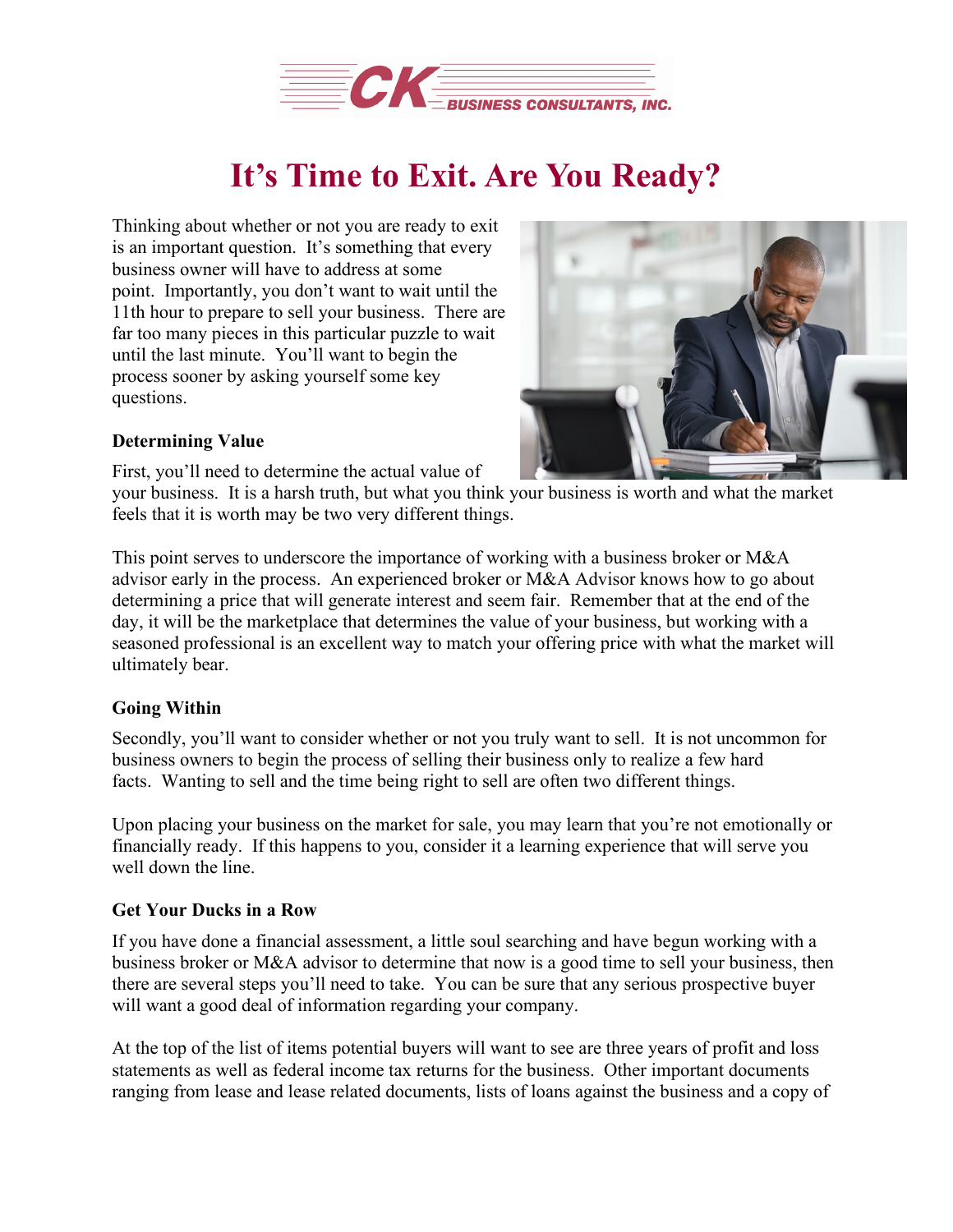# It's Time to Exit. Are You Ready?

Thinking about whether or not you are ready to exit is an important question. It's something that every business owner will have to address at some point. Importantly, you don't want to wait until the 11th hour to prepare to sell your business. There are far too many pieces in this particular puzzle to wait until the last minute. You'll want to begin the process sooner by asking yourself some key questions.

**Determining Value**

First, you'll need to determine the actual value of your business. It is a harsh truth, but what you think your business is worth and what the market feels that it is worth may be two very different things.

This point serves to underscore the importance of working with a business broker or M&A advisor early in the process. An experienced broker or M&A Advisor knows how to go about determining a price that will generate interest and seem fair. Remember that at the end of the day, it will be the marketplace that determines the value of your business, but working with a seasoned professional is an excellent way to match your offering price with what the market will ultimately bear.

**Going Within**

Secondly, you'll want to consider whether or not you truly want to sell. It is not uncommon for business owners to begin the process of selling their business only to realize a few hard facts. Wanting to sell and the time being right to sell are often two different things.

Upon placing your business on the market for sale, you may learn that you're not emotionally or financially ready. If this happens to you, consider it a learning experience that will serve you well down the line.

**Get Your Ducks in a Row**

If you have done a financial assessment, a little soul searching and have begun working with a business broker or M&A advisor to determine that now is a good time to sell your business, then there are several steps you'll need to take. You can be sure that any serious prospective buyer will want a good deal of information regarding your company.

At the top of the list of items potential buyers will want to see are three years of profit and loss statements as well as federal income tax returns for the business. Other important documents ranging from lease and lease related documents, lists of loans against the business and a copy of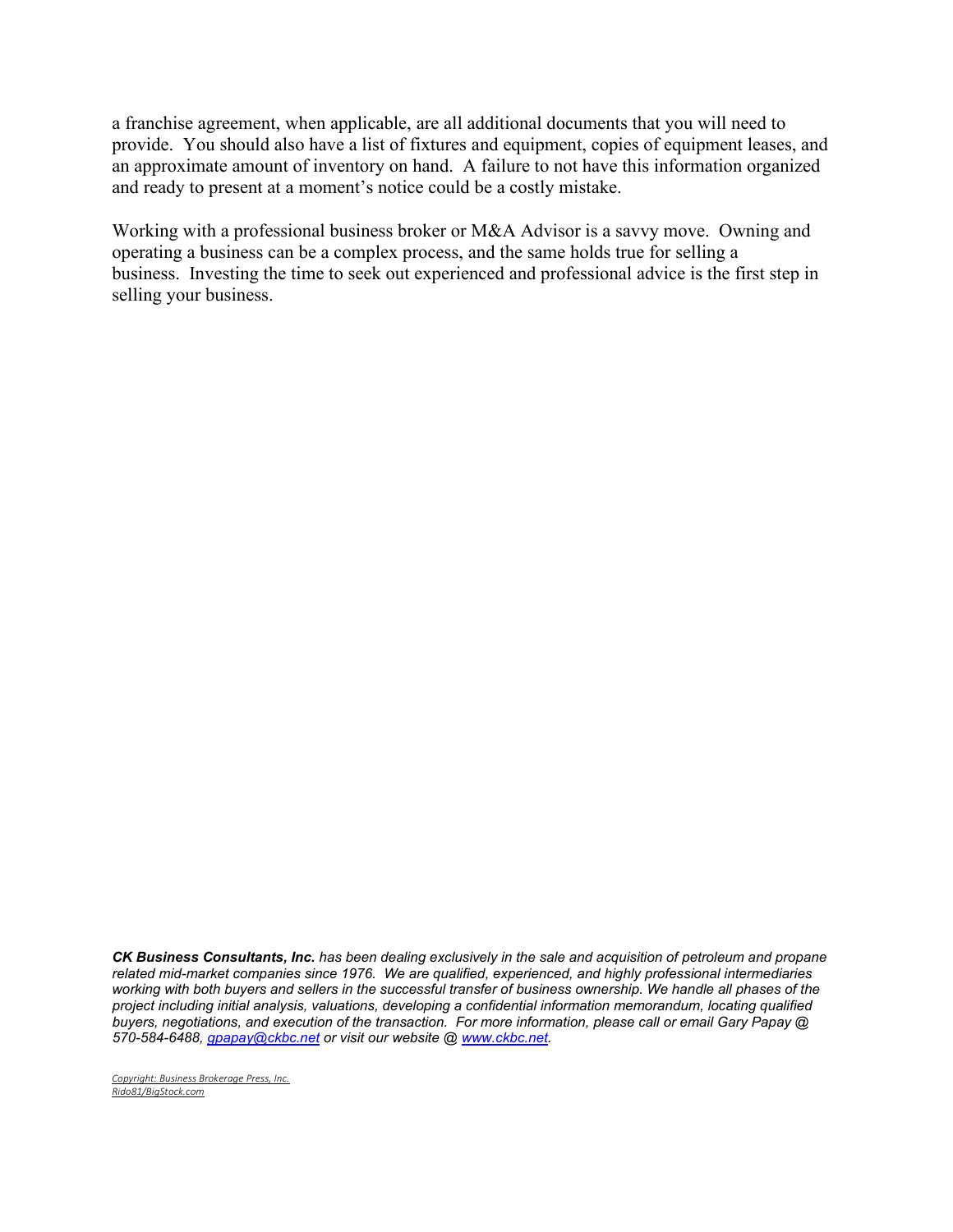a franchise agreement, when applicable, are all additional documents that you will need to provide. You should also have a list of fixtures and equipment, copies of equipment leases, and an approximate amount of inventory on hand. A failure to not have this information organized and ready to present at a moment's notice could be a costly mistake.

Working with a professional business broker or M&A Advisor is a savvy move. Owning and operating a business can be a complex process, and the same holds true for selling a business. Investing the time to seek out experienced and professional advice is the first step in selling your business.

***CK Business Consultants, Inc.*** *has been dealing exclusively in the sale and acquisition of petroleum and propane related mid-market companies since 1976. We are qualified, experienced, and highly professional intermediaries working with both buyers and sellers in the successful transfer of business ownership. We handle all phases of the project including initial analysis, valuations, developing a confidential information memorandum, locating qualified buyers, negotiations, and execution of the transaction. For more information, please call or email Gary Papay @ 570-584-6488, [gpapay@ckbc.net](mailto:gpapay@ckbc.net) or visit our website @ [www.ckbc.net](http://www.ckbc.net).*

*Copyright: Business Brokerage Press, Inc.*
*Rido81/BigStock.com*